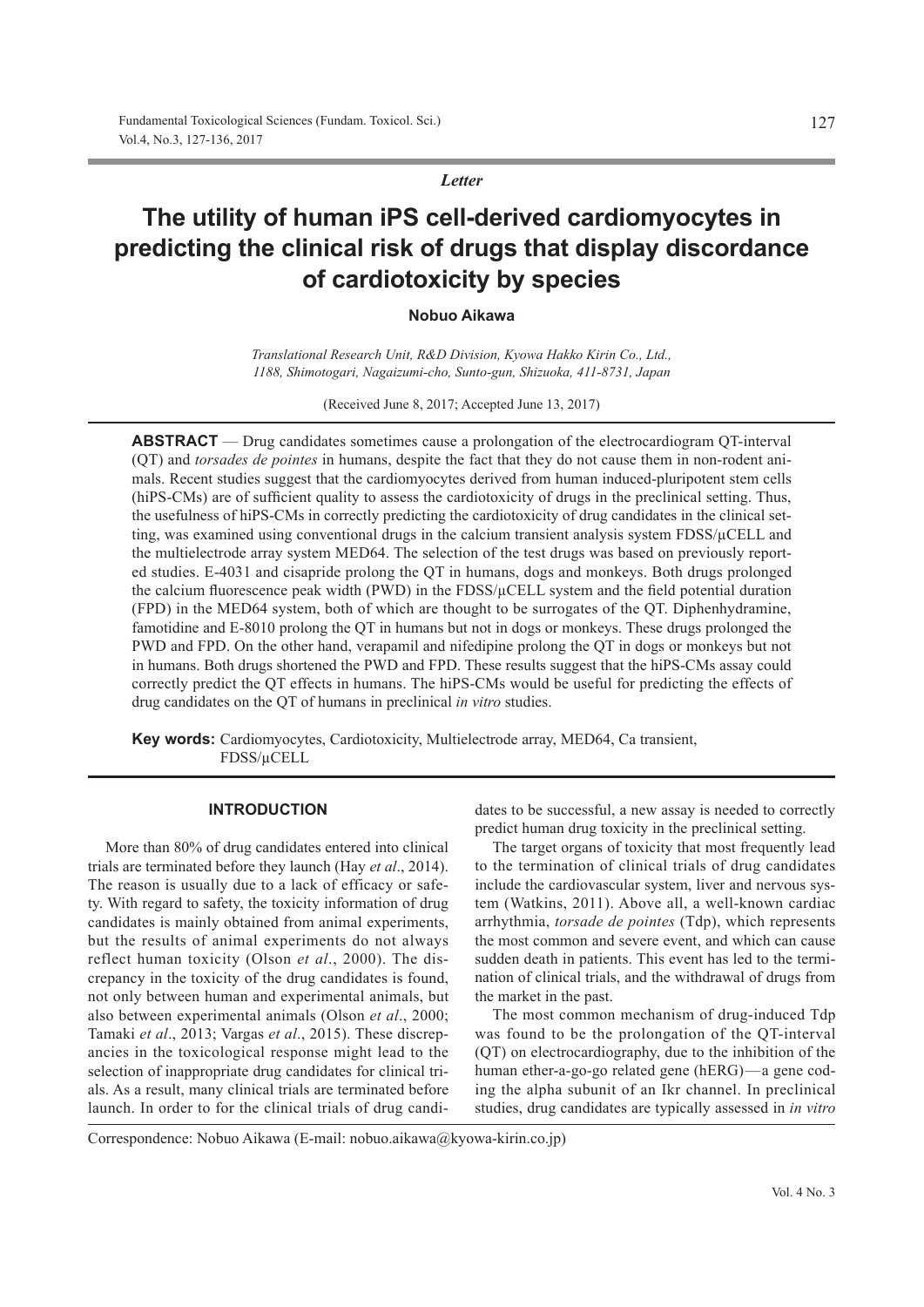*Letter*

# The utility of human iPS cell-derived cardiomyocytes in predicting the clinical risk of drugs that display discordance of cardiotoxicity by species

**Nobuo Aikawa**

*Translational Research Unit, R&D Division, Kyowa Hakko Kirin Co., Ltd., 1188, Shimotogari, Nagaizumi-cho, Sunto-gun, Shizuoka, 411-8731, Japan*

(Received June 8, 2017; Accepted June 13, 2017)

**ABSTRACT** — Drug candidates sometimes cause a prolongation of the electrocardiogram QT-interval (QT) and *torsades de pointes* in humans, despite the fact that they do not cause them in non-rodent animals. Recent studies suggest that the cardiomyocytes derived from human induced-pluripotent stem cells (hiPS-CMs) are of sufficient quality to assess the cardiotoxicity of drugs in the preclinical setting. Thus, the usefulness of hiPS-CMs in correctly predicting the cardiotoxicity of drug candidates in the clinical setting, was examined using conventional drugs in the calcium transient analysis system FDSS/μCELL and the multielectrode array system MED64. The selection of the test drugs was based on previously reported studies. E-4031 and cisapride prolong the QT in humans, dogs and monkeys. Both drugs prolonged the calcium fluorescence peak width (PWD) in the FDSS/μCELL system and the field potential duration (FPD) in the MED64 system, both of which are thought to be surrogates of the QT. Diphenhydramine, famotidine and E-8010 prolong the QT in humans but not in dogs or monkeys. These drugs prolonged the PWD and FPD. On the other hand, verapamil and nifedipine prolong the QT in dogs or monkeys but not in humans. Both drugs shortened the PWD and FPD. These results suggest that the hiPS-CMs assay could correctly predict the QT effects in humans. The hiPS-CMs would be useful for predicting the effects of drug candidates on the QT of humans in preclinical *in vitro* studies.

**Key words:** Cardiomyocytes, Cardiotoxicity, Multielectrode array, MED64, Ca transient, FDSS/μCELL

## INTRODUCTION

More than 80% of drug candidates entered into clinical trials are terminated before they launch (Hay *et al*., 2014). The reason is usually due to a lack of efficacy or safety. With regard to safety, the toxicity information of drug candidates is mainly obtained from animal experiments, but the results of animal experiments do not always reflect human toxicity (Olson *et al*., 2000). The discrepancy in the toxicity of the drug candidates is found, not only between human and experimental animals, but also between experimental animals (Olson *et al*., 2000; Tamaki *et al*., 2013; Vargas *et al*., 2015). These discrepancies in the toxicological response might lead to the selection of inappropriate drug candidates for clinical trials. As a result, many clinical trials are terminated before launch. In order to for the clinical trials of drug candidates to be successful, a new assay is needed to correctly predict human drug toxicity in the preclinical setting.

The target organs of toxicity that most frequently lead to the termination of clinical trials of drug candidates include the cardiovascular system, liver and nervous system (Watkins, 2011). Above all, a well-known cardiac arrhythmia, *torsade de pointes* (Tdp), which represents the most common and severe event, and which can cause sudden death in patients. This event has led to the termination of clinical trials, and the withdrawal of drugs from the market in the past.

The most common mechanism of drug-induced Tdp was found to be the prolongation of the QT-interval (QT) on electrocardiography, due to the inhibition of the human ether-a-go-go related gene (hERG)—a gene coding the alpha subunit of an Ikr channel. In preclinical studies, drug candidates are typically assessed in *in vitro*

Correspondence: Nobuo Aikawa (E-mail: nobuo.aikawa@kyowa-kirin.co.jp)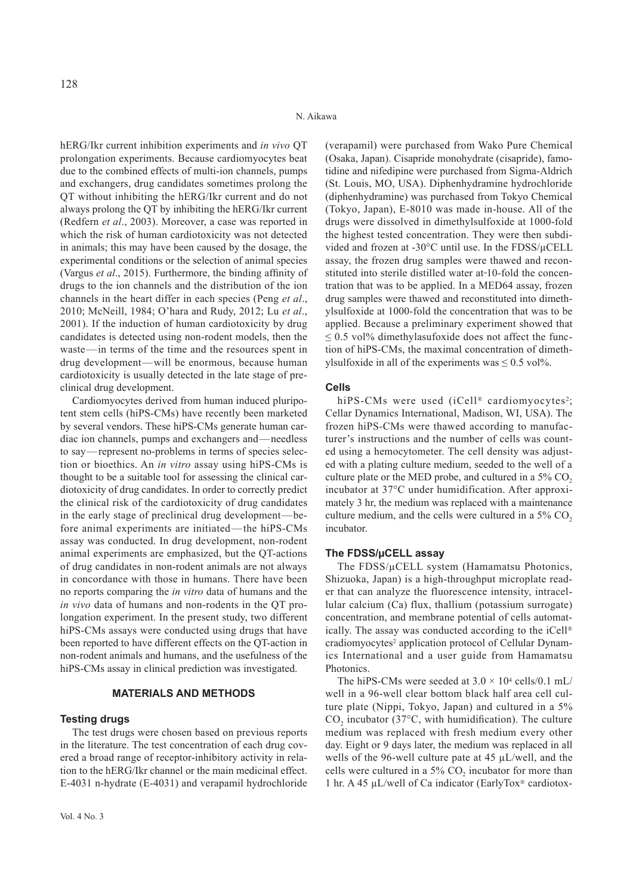hERG/Ikr current inhibition experiments and *in vivo* QT prolongation experiments. Because cardiomyocytes beat due to the combined effects of multi-ion channels, pumps and exchangers, drug candidates sometimes prolong the QT without inhibiting the hERG/Ikr current and do not always prolong the QT by inhibiting the hERG/Ikr current (Redfern *et al*., 2003). Moreover, a case was reported in which the risk of human cardiotoxicity was not detected in animals; this may have been caused by the dosage, the experimental conditions or the selection of animal species (Vargus *et al*., 2015). Furthermore, the binding affinity of drugs to the ion channels and the distribution of the ion channels in the heart differ in each species (Peng *et al*., 2010; McNeill, 1984; O'hara and Rudy, 2012; Lu *et al*., 2001). If the induction of human cardiotoxicity by drug candidates is detected using non-rodent models, then the waste—in terms of the time and the resources spent in drug development—will be enormous, because human cardiotoxicity is usually detected in the late stage of preclinical drug development.

Cardiomyocytes derived from human induced pluripotent stem cells (hiPS-CMs) have recently been marketed by several vendors. These hiPS-CMs generate human cardiac ion channels, pumps and exchangers and—needless to say—represent no-problems in terms of species selection or bioethics. An *in vitro* assay using hiPS-CMs is thought to be a suitable tool for assessing the clinical cardiotoxicity of drug candidates. In order to correctly predict the clinical risk of the cardiotoxicity of drug candidates in the early stage of preclinical drug development—before animal experiments are initiated—the hiPS-CMs assay was conducted. In drug development, non-rodent animal experiments are emphasized, but the QT-actions of drug candidates in non-rodent animals are not always in concordance with those in humans. There have been no reports comparing the *in vitro* data of humans and the *in vivo* data of humans and non-rodents in the QT prolongation experiment. In the present study, two different hiPS-CMs assays were conducted using drugs that have been reported to have different effects on the QT-action in non-rodent animals and humans, and the usefulness of the hiPS-CMs assay in clinical prediction was investigated.

## MATERIALS AND METHODS

### Testing drugs

The test drugs were chosen based on previous reports in the literature. The test concentration of each drug covered a broad range of receptor-inhibitory activity in relation to the hERG/Ikr channel or the main medicinal effect. E-4031 n-hydrate (E-4031) and verapamil hydrochloride (verapamil) were purchased from Wako Pure Chemical (Osaka, Japan). Cisapride monohydrate (cisapride), famotidine and nifedipine were purchased from Sigma-Aldrich (St. Louis, MO, USA). Diphenhydramine hydrochloride (diphenhydramine) was purchased from Tokyo Chemical (Tokyo, Japan), E-8010 was made in-house. All of the drugs were dissolved in dimethylsulfoxide at 1000-fold the highest tested concentration. They were then subdivided and frozen at -30°C until use. In the FDSS/μCELL assay, the frozen drug samples were thawed and reconstituted into sterile distilled water at-10-fold the concentration that was to be applied. In a MED64 assay, frozen drug samples were thawed and reconstituted into dimethylsulfoxide at 1000-fold the concentration that was to be applied. Because a preliminary experiment showed that ≤ 0.5 vol% dimethylasufoxide does not affect the function of hiPS-CMs, the maximal concentration of dimethylsulfoxide in all of the experiments was ≤ 0.5 vol%.

### Cells

hiPS-CMs were used (iCell® cardiomyocytes[2]; Cellar Dynamics International, Madison, WI, USA). The frozen hiPS-CMs were thawed according to manufacturer's instructions and the number of cells was counted using a hemocytometer. The cell density was adjusted with a plating culture medium, seeded to the well of a culture plate or the MED probe, and cultured in a 5% $CO_2$ incubator at 37°C under humidification. After approximately 3 hr, the medium was replaced with a maintenance culture medium, and the cells were cultured in a 5% $CO_2$ incubator.

### The FDSS/μCELL assay

The FDSS/μCELL system (Hamamatsu Photonics, Shizuoka, Japan) is a high-throughput microplate reader that can analyze the fluorescence intensity, intracellular calcium (Ca) flux, thallium (potassium surrogate) concentration, and membrane potential of cells automatically. The assay was conducted according to the iCell® cradiomyocytes[2] application protocol of Cellular Dynamics International and a user guide from Hamamatsu Photonics.

The hiPS-CMs were seeded at $3.0 \times 10^4$ cells/0.1 mL/well in a 96-well clear bottom black half area cell culture plate (Nippi, Tokyo, Japan) and cultured in a 5% $CO_2$ incubator (37°C, with humidification). The culture medium was replaced with fresh medium every other day. Eight or 9 days later, the medium was replaced in all wells of the 96-well culture pate at 45 μL/well, and the cells were cultured in a 5% $CO_2$ incubator for more than 1 hr. A 45 μL/well of Ca indicator (EarlyTox® cardiotox-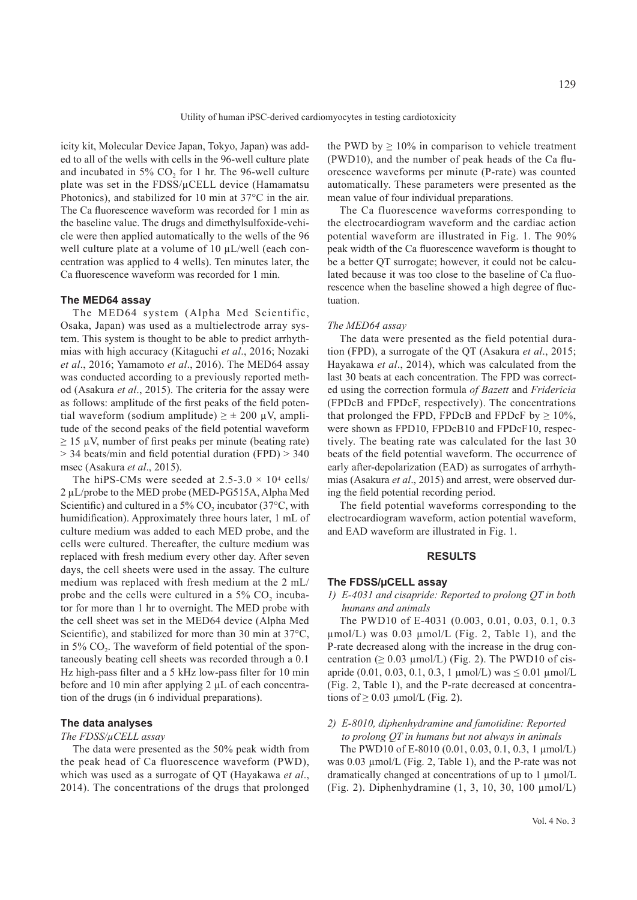icity kit, Molecular Device Japan, Tokyo, Japan) was added to all of the wells with cells in the 96-well culture plate and incubated in 5% $CO_2$ for 1 hr. The 96-well culture plate was set in the FDSS/μCELL device (Hamamatsu Photonics), and stabilized for 10 min at 37°C in the air. The Ca fluorescence waveform was recorded for 1 min as the baseline value. The drugs and dimethylsulfoxide-vehicle were then applied automatically to the wells of the 96 well culture plate at a volume of 10 μL/well (each concentration was applied to 4 wells). Ten minutes later, the Ca fluorescence waveform was recorded for 1 min.

### The MED64 assay

The MED64 system (Alpha Med Scientific, Osaka, Japan) was used as a multielectrode array system. This system is thought to be able to predict arrhythmias with high accuracy (Kitaguchi *et al*., 2016; Nozaki *et al*., 2016; Yamamoto *et al*., 2016). The MED64 assay was conducted according to a previously reported method (Asakura *et al*., 2015). The criteria for the assay were as follows: amplitude of the first peaks of the field potential waveform (sodium amplitude) ≥ ± 200 μV, amplitude of the second peaks of the field potential waveform ≥ 15 μV, number of first peaks per minute (beating rate) > 34 beats/min and field potential duration (FPD) > 340 msec (Asakura *et al*., 2015).

The hiPS-CMs were seeded at $2.5\text{-}3.0 \times 10^4$ cells/ 2 μL/probe to the MED probe (MED-PG515A, Alpha Med Scientific) and cultured in a 5% $CO_2$ incubator (37°C, with humidification). Approximately three hours later, 1 mL of culture medium was added to each MED probe, and the cells were cultured. Thereafter, the culture medium was replaced with fresh medium every other day. After seven days, the cell sheets were used in the assay. The culture medium was replaced with fresh medium at the 2 mL/ probe and the cells were cultured in a 5% $CO_2$ incubator for more than 1 hr to overnight. The MED probe with the cell sheet was set in the MED64 device (Alpha Med Scientific), and stabilized for more than 30 min at 37°C, in 5% $CO_2$. The waveform of field potential of the spontaneously beating cell sheets was recorded through a 0.1 Hz high-pass filter and a 5 kHz low-pass filter for 10 min before and 10 min after applying 2 μL of each concentration of the drugs (in 6 individual preparations).

### The data analyses

*The FDSS/μCELL assay*

The data were presented as the 50% peak width from the peak head of Ca fluorescence waveform (PWD), which was used as a surrogate of QT (Hayakawa *et al*., 2014). The concentrations of the drugs that prolonged the PWD by ≥ 10% in comparison to vehicle treatment (PWD10), and the number of peak heads of the Ca fluorescence waveforms per minute (P-rate) was counted automatically. These parameters were presented as the mean value of four individual preparations.

The Ca fluorescence waveforms corresponding to the electrocardiogram waveform and the cardiac action potential waveform are illustrated in Fig. 1. The 90% peak width of the Ca fluorescence waveform is thought to be a better QT surrogate; however, it could not be calculated because it was too close to the baseline of Ca fluorescence when the baseline showed a high degree of fluctuation.

*The MED64 assay*

The data were presented as the field potential duration (FPD), a surrogate of the QT (Asakura *et al*., 2015; Hayakawa *et al*., 2014), which was calculated from the last 30 beats at each concentration. The FPD was corrected using the correction formula *of Bazett* and *Fridericia* (FPDcB and FPDcF, respectively). The concentrations that prolonged the FPD, FPDcB and FPDcF by ≥ 10%, were shown as FPD10, FPDcB10 and FPDcF10, respectively. The beating rate was calculated for the last 30 beats of the field potential waveform. The occurrence of early after-depolarization (EAD) as surrogates of arrhythmias (Asakura *et al*., 2015) and arrest, were observed during the field potential recording period.

The field potential waveforms corresponding to the electrocardiogram waveform, action potential waveform, and EAD waveform are illustrated in Fig. 1.

## RESULTS

### The FDSS/μCELL assay

*1) E-4031 and cisapride: Reported to prolong QT in both humans and animals*

The PWD10 of E-4031 (0.003, 0.01, 0.03, 0.1, 0.3 μmol/L) was 0.03 μmol/L (Fig. 2, Table 1), and the P-rate decreased along with the increase in the drug concentration (≥ 0.03 μmol/L) (Fig. 2). The PWD10 of cisapride (0.01, 0.03, 0.1, 0.3, 1 μmol/L) was ≤ 0.01 μmol/L (Fig. 2, Table 1), and the P-rate decreased at concentrations of ≥ 0.03 μmol/L (Fig. 2).

*2) E-8010, diphenhydramine and famotidine: Reported to prolong QT in humans but not always in animals*

The PWD10 of E-8010 (0.01, 0.03, 0.1, 0.3, 1 μmol/L) was 0.03 μmol/L (Fig. 2, Table 1), and the P-rate was not dramatically changed at concentrations of up to 1 μmol/L (Fig. 2). Diphenhydramine (1, 3, 10, 30, 100 μmol/L)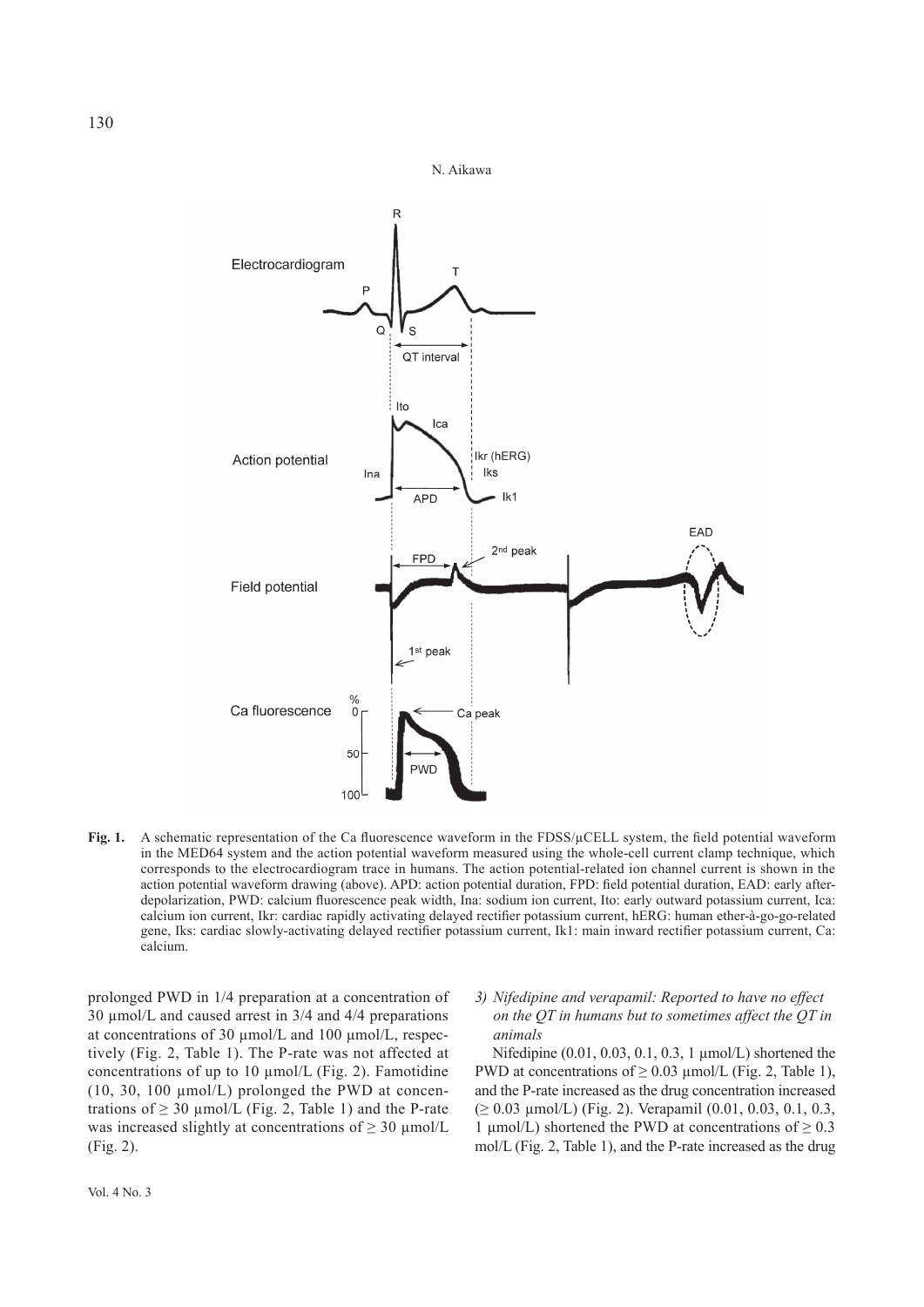**Fig. 1.** A schematic representation of the Ca fluorescence waveform in the FDSS/μCELL system, the field potential waveform in the MED64 system and the action potential waveform measured using the whole-cell current clamp technique, which corresponds to the electrocardiogram trace in humans. The action potential-related ion channel current is shown in the action potential waveform drawing (above). APD: action potential duration, FPD: field potential duration, EAD: early afterdepolarization, PWD: calcium fluorescence peak width, Ina: sodium ion current, Ito: early outward potassium current, Ica: calcium ion current, Ikr: cardiac rapidly activating delayed rectifier potassium current, hERG: human ether-à-go-go-related gene, Iks: cardiac slowly-activating delayed rectifier potassium current, Ik1: main inward rectifier potassium current, Ca: calcium.

prolonged PWD in 1/4 preparation at a concentration of 30 μmol/L and caused arrest in 3/4 and 4/4 preparations at concentrations of 30 μmol/L and 100 μmol/L, respectively (Fig. 2, Table 1). The P-rate was not affected at concentrations of up to 10 μmol/L (Fig. 2). Famotidine (10, 30, 100 μmol/L) prolonged the PWD at concentrations of ≥ 30 μmol/L (Fig. 2, Table 1) and the P-rate was increased slightly at concentrations of ≥ 30 μmol/L (Fig. 2).

*3) Nifedipine and verapamil: Reported to have no effect on the QT in humans but to sometimes affect the QT in animals*

Nifedipine (0.01, 0.03, 0.1, 0.3, 1 μmol/L) shortened the PWD at concentrations of ≥ 0.03 μmol/L (Fig. 2, Table 1), and the P-rate increased as the drug concentration increased (≥ 0.03 μmol/L) (Fig. 2). Verapamil (0.01, 0.03, 0.1, 0.3, 1 μmol/L) shortened the PWD at concentrations of ≥ 0.3 mol/L (Fig. 2, Table 1), and the P-rate increased as the drug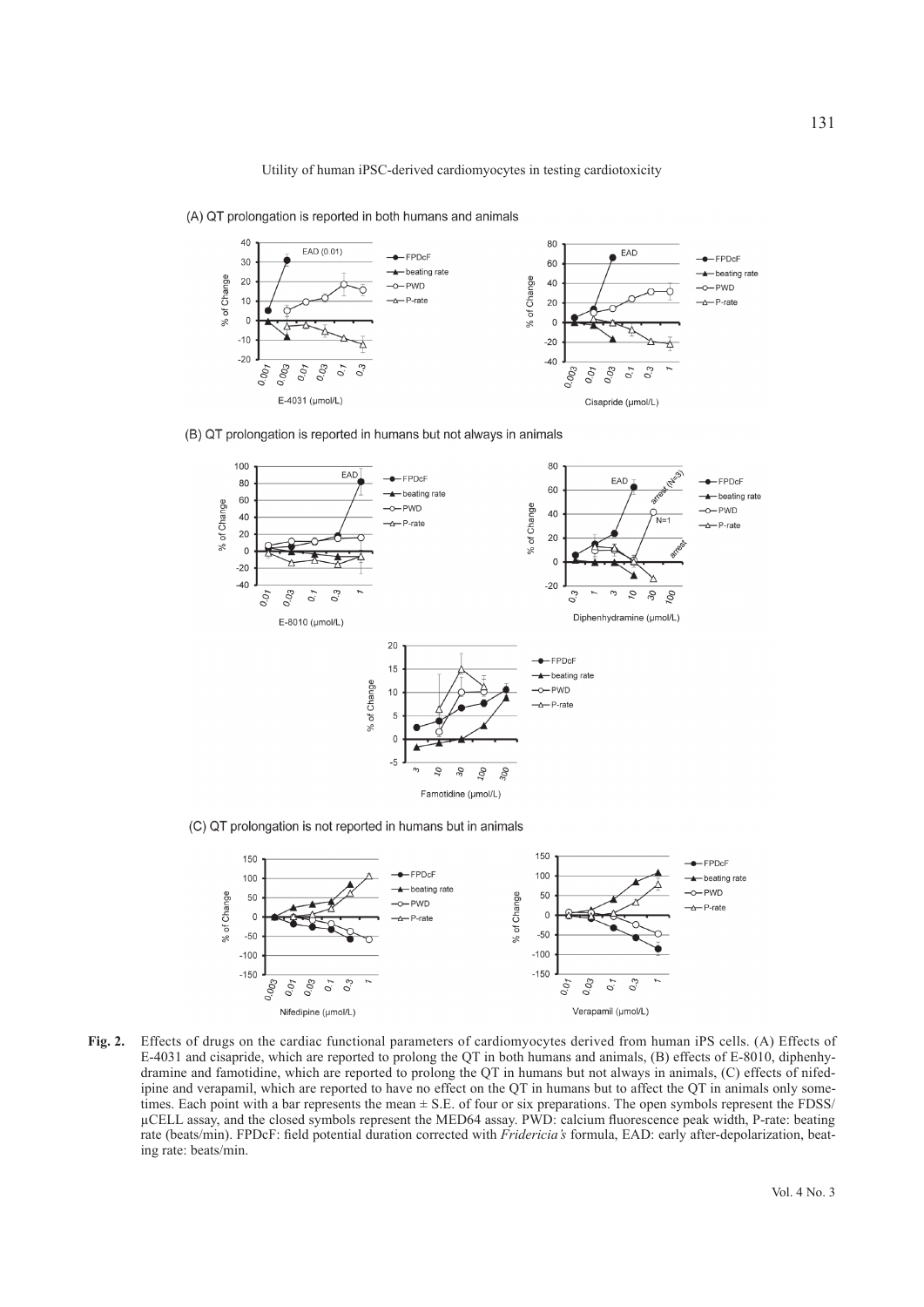**Fig. 2.** Effects of drugs on the cardiac functional parameters of cardiomyocytes derived from human iPS cells. (A) Effects of E-4031 and cisapride, which are reported to prolong the QT in both humans and animals, (B) effects of E-8010, diphenhydramine and famotidine, which are reported to prolong the QT in humans but not always in animals, (C) effects of nifedipine and verapamil, which are reported to have no effect on the QT in humans but to affect the QT in animals only sometimes. Each point with a bar represents the mean ± S.E. of four or six preparations. The open symbols represent the FDSS/µCELL assay, and the closed symbols represent the MED64 assay. PWD: calcium fluorescence peak width, P-rate: beating rate (beats/min). FPDcF: field potential duration corrected with *Fridericia's* formula, EAD: early after-depolarization, beating rate: beats/min.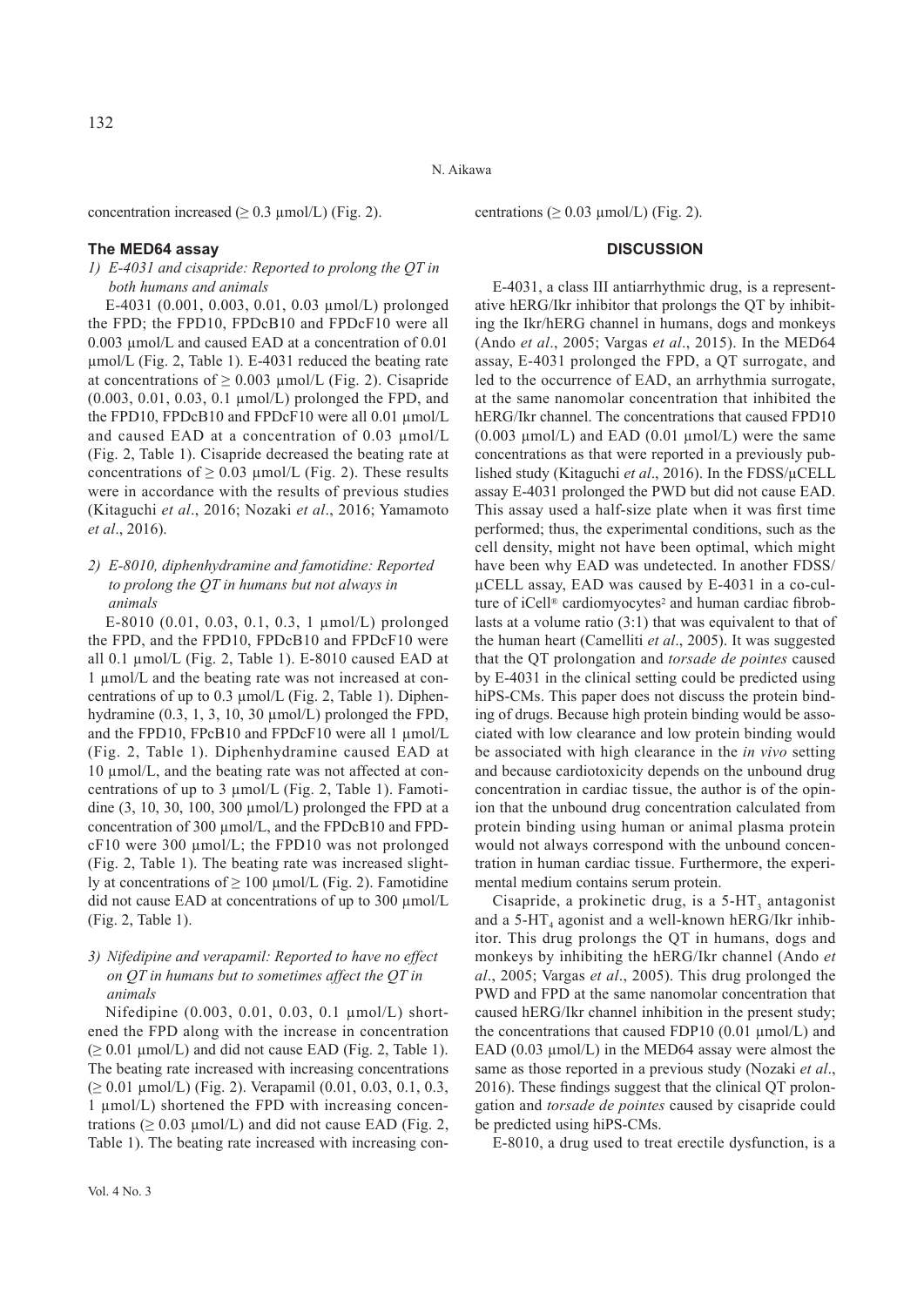concentration increased (≥ 0.3 µmol/L) (Fig. 2).

### The MED64 assay

*1) E-4031 and cisapride: Reported to prolong the QT in both humans and animals*

E-4031 (0.001, 0.003, 0.01, 0.03 µmol/L) prolonged the FPD; the FPD10, FPDcB10 and FPDcF10 were all 0.003 µmol/L and caused EAD at a concentration of 0.01 µmol/L (Fig. 2, Table 1). E-4031 reduced the beating rate at concentrations of ≥ 0.003 µmol/L (Fig. 2). Cisapride (0.003, 0.01, 0.03, 0.1 µmol/L) prolonged the FPD, and the FPD10, FPDcB10 and FPDcF10 were all 0.01 µmol/L and caused EAD at a concentration of 0.03 µmol/L (Fig. 2, Table 1). Cisapride decreased the beating rate at concentrations of ≥ 0.03 µmol/L (Fig. 2). These results were in accordance with the results of previous studies (Kitaguchi *et al*., 2016; Nozaki *et al*., 2016; Yamamoto *et al*., 2016).

*2) E-8010, diphenhydramine and famotidine: Reported to prolong the QT in humans but not always in animals*

E-8010 (0.01, 0.03, 0.1, 0.3, 1 µmol/L) prolonged the FPD, and the FPD10, FPDcB10 and FPDcF10 were all 0.1 µmol/L (Fig. 2, Table 1). E-8010 caused EAD at 1 µmol/L and the beating rate was not increased at concentrations of up to 0.3 µmol/L (Fig. 2, Table 1). Diphenhydramine (0.3, 1, 3, 10, 30 µmol/L) prolonged the FPD, and the FPD10, FPcB10 and FPDcF10 were all 1 µmol/L (Fig. 2, Table 1). Diphenhydramine caused EAD at 10 µmol/L, and the beating rate was not affected at concentrations of up to 3 µmol/L (Fig. 2, Table 1). Famotidine (3, 10, 30, 100, 300 µmol/L) prolonged the FPD at a concentration of 300 µmol/L, and the FPDcB10 and FPDcF10 were 300 µmol/L; the FPD10 was not prolonged (Fig. 2, Table 1). The beating rate was increased slightly at concentrations of ≥ 100 µmol/L (Fig. 2). Famotidine did not cause EAD at concentrations of up to 300 µmol/L (Fig. 2, Table 1).

*3) Nifedipine and verapamil: Reported to have no effect on QT in humans but to sometimes affect the QT in animals*

Nifedipine (0.003, 0.01, 0.03, 0.1 µmol/L) shortened the FPD along with the increase in concentration (≥ 0.01 µmol/L) and did not cause EAD (Fig. 2, Table 1). The beating rate increased with increasing concentrations (≥ 0.01 µmol/L) (Fig. 2). Verapamil (0.01, 0.03, 0.1, 0.3, 1 µmol/L) shortened the FPD with increasing concentrations (≥ 0.03 µmol/L) and did not cause EAD (Fig. 2, Table 1). The beating rate increased with increasing concentrations (≥ 0.03 µmol/L) (Fig. 2).

## DISCUSSION

E-4031, a class III antiarrhythmic drug, is a representative hERG/Ikr inhibitor that prolongs the QT by inhibiting the Ikr/hERG channel in humans, dogs and monkeys (Ando *et al*., 2005; Vargas *et al*., 2015). In the MED64 assay, E-4031 prolonged the FPD, a QT surrogate, and led to the occurrence of EAD, an arrhythmia surrogate, at the same nanomolar concentration that inhibited the hERG/Ikr channel. The concentrations that caused FPD10 (0.003 µmol/L) and EAD (0.01 µmol/L) were the same concentrations as that were reported in a previously published study (Kitaguchi *et al*., 2016). In the FDSS/µCELL assay E-4031 prolonged the PWD but did not cause EAD. This assay used a half-size plate when it was first time performed; thus, the experimental conditions, such as the cell density, might not have been optimal, which might have been why EAD was undetected. In another FDSS/µCELL assay, EAD was caused by E-4031 in a co-culture of iCell® cardiomyocytes[2] and human cardiac fibroblasts at a volume ratio (3:1) that was equivalent to that of the human heart (Camelliti *et al*., 2005). It was suggested that the QT prolongation and *torsade de pointes* caused by E-4031 in the clinical setting could be predicted using hiPS-CMs. This paper does not discuss the protein binding of drugs. Because high protein binding would be associated with low clearance and low protein binding would be associated with high clearance in the *in vivo* setting and because cardiotoxicity depends on the unbound drug concentration in cardiac tissue, the author is of the opinion that the unbound drug concentration calculated from protein binding using human or animal plasma protein would not always correspond with the unbound concentration in human cardiac tissue. Furthermore, the experimental medium contains serum protein.

Cisapride, a prokinetic drug, is a 5-$HT_3$ antagonist and a 5-$HT_4$ agonist and a well-known hERG/Ikr inhibitor. This drug prolongs the QT in humans, dogs and monkeys by inhibiting the hERG/Ikr channel (Ando *et al*., 2005; Vargas *et al*., 2005). This drug prolonged the PWD and FPD at the same nanomolar concentration that caused hERG/Ikr channel inhibition in the present study; the concentrations that caused FDP10 (0.01 µmol/L) and EAD (0.03 µmol/L) in the MED64 assay were almost the same as those reported in a previous study (Nozaki *et al*., 2016). These findings suggest that the clinical QT prolongation and *torsade de pointes* caused by cisapride could be predicted using hiPS-CMs.

E-8010, a drug used to treat erectile dysfunction, is a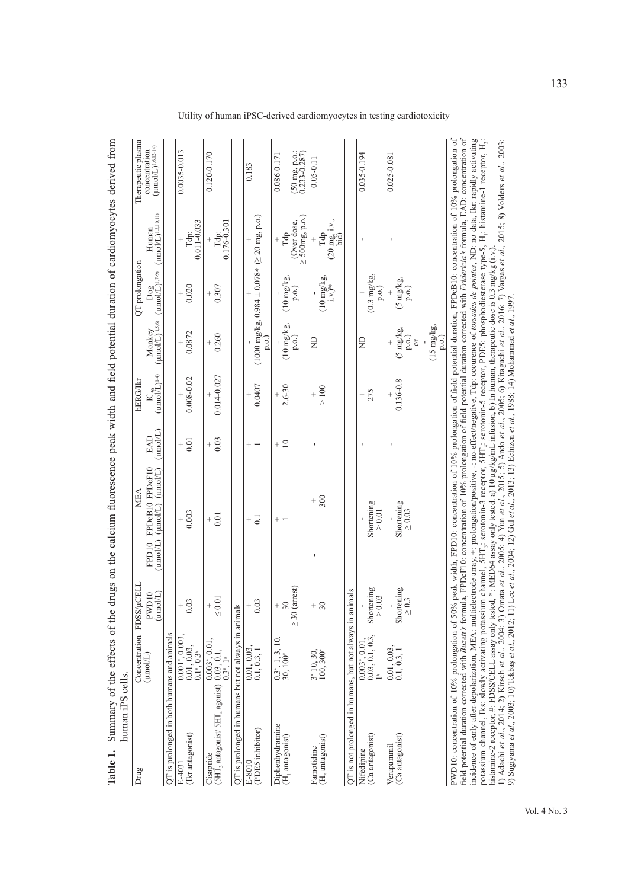**Table 1.** Summary of the effects of the drugs on the calcium fluorescence peak width and field potential duration of cardiomyocytes derived from human iPS cells.

| Drug | Concentration (μmol/L) | FDSS/μCELL PWD10 (μmol/L) | MEA FPD10 (μmol/L) | MEA FPDcB10 (μmol/L) | MEA FPDcF10 (μmol/L) | MEA EAD (μmol/L) | hERG/Ikr $IC_{50}$ (μmol/L)[1-4)] | QT prolongation Monkey (μmol/L)[1,5,6)] | QT prolongation Dog (μmol/L)[1,7-9)] | QT prolongation Human (μmol/L)[1,3,10,11)] | Therapeutic plasma concentration (μmol/L)[1,6,12-14)] |
|---|---|---|---|---|---|---|---|---|---|---|---|
| **QT is prolonged in both humans and animals** | | | | | | | | | | | |
| E-4031 (Ikr antagonist) | 0.001*, 0.003, 0.01, 0.03*, 0.1#, 0.3# | + 0.03 | | + 0.003 | | + 0.01 | + 0.008-0.02 | + 0.0872 | + 0.020 | + Tdp: 0.011-0.033 | 0.0035-0.013 |
| Cisapride ($5HT_3$ antagonist/ $5HT_4$ agonist) | 0.003*, 0.01, 0.03, 0.1, 0.3*, 1# | + ≤0.01 | | + 0.01 | | + 0.03 | + 0.014-0.027 | + 0.260 | + 0.307 | + Tdp: 0.176-0.301 | 0.120-0.170 |
| **QT is prolonged in humans but not always in animals** | | | | | | | | | | | |
| E-8010 (PDE5 inhibitor) | 0.01, 0.03, 0.1, 0.3, 1 | + 0.03 | | + 0.1 | | + 1 | + 0.0407 | - (1000 mg/kg, p.o.) | + 0.984 ± 0.078[a)] | + (≥ 20 mg, p.o.) | 0.183 |
| Diphenhydramine ($H_1$ antagonist) | 0.3*, 1, 3, 10, 30, 100# | + 30 ≥30 (arrest) | | + 1 | | + 10 | + 2.6-30 | - (10 mg/kg, p.o.) | - (10 mg/kg, p.o.) | + Tdp (Over dose, ≥500mg, p.o.) | 0.086-0.171 (50 mg, p.o.: 0.233-0.287) |
| Famotidine ($H_2$ antagonist) | 3*, 10, 30, 100, 300* | + 30 | - | + 300 | | - | + >100 | ND | - (10 mg/kg, i.v.)[b)] | + Tdp (20 mg, i.v., bid) | 0.05-0.11 |
| **QT is not prolonged in humans, but not always in animals** | | | | | | | | | | | |
| Nifedipine (Ca antagonist) | 0.003*, 0.01, 0.03, 0.1, 0.3, 1# | Shortening ≥0.03 | | Shortening ≥0.01 | | - | + 275 | ND | + (0.3 mg/kg, p.o.) | - | 0.035-0.194 |
| Verapamil (Ca antagonist) | 0.01, 0.03, 0.1, 0.3, 1 | - Shortening ≥0.3 | | - Shortening ≥0.03 | | - | + 0.136-0.8 | + (5 mg/kg, p.o.) or - (15 mg/kg, p.o.) | + (5 mg/kg, p.o.) | - | 0.025-0.081 |

PWD10: concentration of 10% prolongation of 50% peak width, FPD10: concentration of 10% prolongation of field potential duration, FPDcB10: concentration of 10% prolongation of field potential duration corrected with *Bazett's* formula, FPDcF10: concentration of 10% prolongation of field potential duration corrected with *Fridericia's* formula, EAD: concentration of incidence of early after-depolarization, MEA: multielectrode array, +: prolongation/positive, -: no-effect/negative, Tdp: occurence of *torsades de pointes*, ND: no data, Ikr: rapidly activating potassium channel, Iks: slowly activating potassium channel, $5HT_3$: serotonin-3 receptor, $5HT_4$: serotonin-5 receptor, PDE5: phosphodiesterase type-5, $H_1$: histamine-1 receptor, $H_2$: histamine-2 receptor, #: FDSS/CELL assay only tested, *: MED64 assay only tested. a) 10 μg/kg/mL infusion, b) In human, therapeutic dose is 0.3 mg/kg (i.v.).

1) Adachi *et al.*, 2014; 2) Kirsch *et al.*, 2004; 3) Omata *et al.*, 2005; 4) Yun *et al.*, 2015; 5) Ando *et al.*, 2005; 6) Kitaguchi *et al.*, 2016; 7) Vargas *et al.*, 2015; 8) Volders *et al.*, 2003; 9) Sugiyama *et al.*, 2003; 10) Tekbaş *et al.*, 2012; 11) Lee *et al.*, 2004; 12) Gul *et al.*, 2013; 13) Echizen *et al.*, 1988; 14) Mohammad *et al.*, 1997.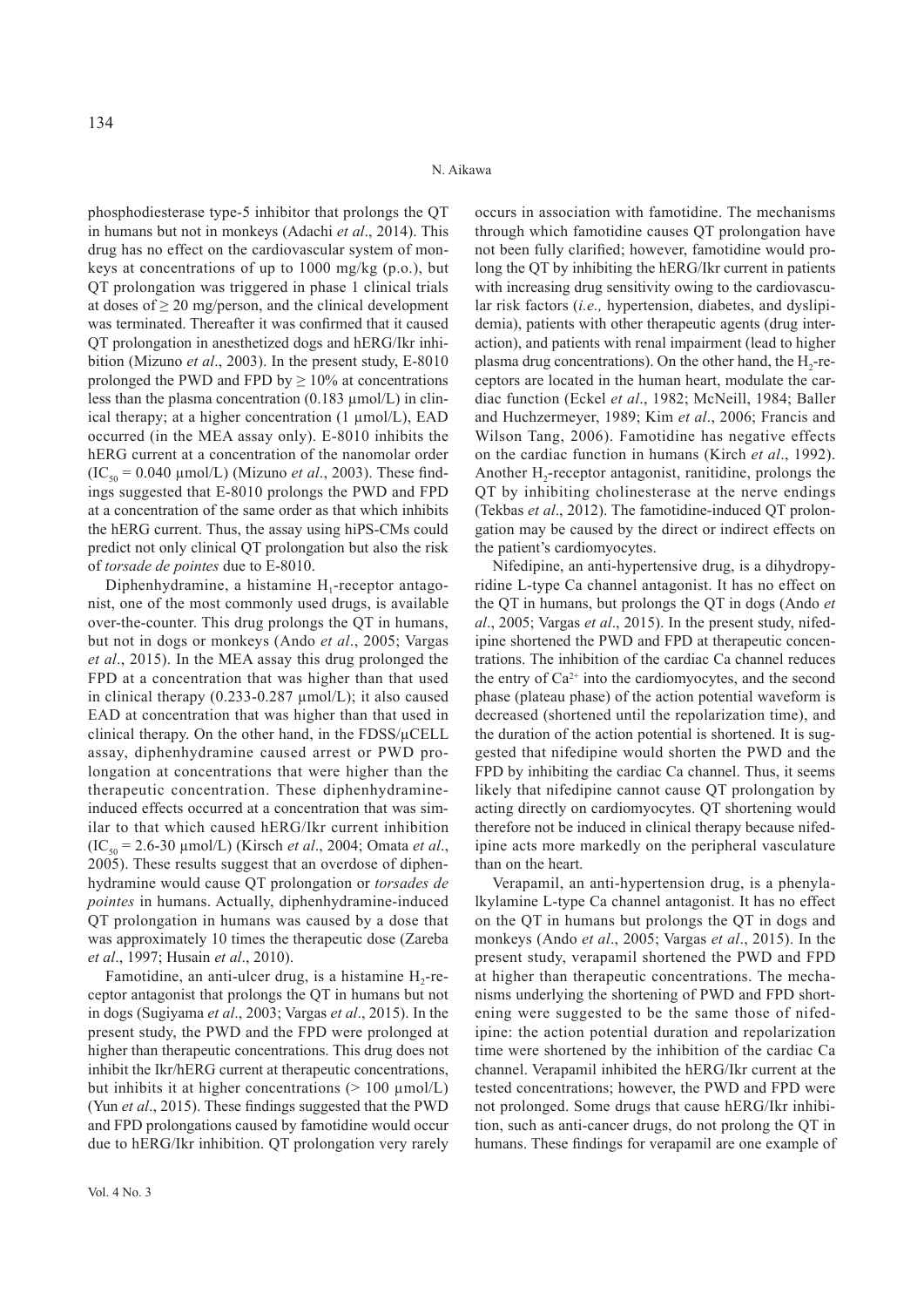phosphodiesterase type-5 inhibitor that prolongs the QT in humans but not in monkeys (Adachi *et al*., 2014). This drug has no effect on the cardiovascular system of monkeys at concentrations of up to 1000 mg/kg (p.o.), but QT prolongation was triggered in phase 1 clinical trials at doses of ≥ 20 mg/person, and the clinical development was terminated. Thereafter it was confirmed that it caused QT prolongation in anesthetized dogs and hERG/Ikr inhibition (Mizuno *et al*., 2003). In the present study, E-8010 prolonged the PWD and FPD by ≥ 10% at concentrations less than the plasma concentration (0.183 μmol/L) in clinical therapy; at a higher concentration (1 μmol/L), EAD occurred (in the MEA assay only). E-8010 inhibits the hERG current at a concentration of the nanomolar order ($IC_{50}$ = 0.040 μmol/L) (Mizuno *et al*., 2003). These findings suggested that E-8010 prolongs the PWD and FPD at a concentration of the same order as that which inhibits the hERG current. Thus, the assay using hiPS-CMs could predict not only clinical QT prolongation but also the risk of *torsade de pointes* due to E-8010.

Diphenhydramine, a histamine $H_1$-receptor antagonist, one of the most commonly used drugs, is available over-the-counter. This drug prolongs the QT in humans, but not in dogs or monkeys (Ando *et al*., 2005; Vargas *et al*., 2015). In the MEA assay this drug prolonged the FPD at a concentration that was higher than that used in clinical therapy (0.233-0.287 μmol/L); it also caused EAD at concentration that was higher than that used in clinical therapy. On the other hand, in the FDSS/μCELL assay, diphenhydramine caused arrest or PWD prolongation at concentrations that were higher than the therapeutic concentration. These diphenhydramine-induced effects occurred at a concentration that was similar to that which caused hERG/Ikr current inhibition ($IC_{50}$ = 2.6-30 μmol/L) (Kirsch *et al*., 2004; Omata *et al*., 2005). These results suggest that an overdose of diphenhydramine would cause QT prolongation or *torsades de pointes* in humans. Actually, diphenhydramine-induced QT prolongation in humans was caused by a dose that was approximately 10 times the therapeutic dose (Zareba *et al*., 1997; Husain *et al*., 2010).

Famotidine, an anti-ulcer drug, is a histamine $H_2$-receptor antagonist that prolongs the QT in humans but not in dogs (Sugiyama *et al*., 2003; Vargas *et al*., 2015). In the present study, the PWD and the FPD were prolonged at higher than therapeutic concentrations. This drug does not inhibit the Ikr/hERG current at therapeutic concentrations, but inhibits it at higher concentrations (> 100 μmol/L) (Yun *et al*., 2015). These findings suggested that the PWD and FPD prolongations caused by famotidine would occur due to hERG/Ikr inhibition. QT prolongation very rarely occurs in association with famotidine. The mechanisms through which famotidine causes QT prolongation have not been fully clarified; however, famotidine would prolong the QT by inhibiting the hERG/Ikr current in patients with increasing drug sensitivity owing to the cardiovascular risk factors (*i.e.,* hypertension, diabetes, and dyslipidemia), patients with other therapeutic agents (drug interaction), and patients with renal impairment (lead to higher plasma drug concentrations). On the other hand, the $H_2$-receptors are located in the human heart, modulate the cardiac function (Eckel *et al*., 1982; McNeill, 1984; Baller and Huchzermeyer, 1989; Kim *et al*., 2006; Francis and Wilson Tang, 2006). Famotidine has negative effects on the cardiac function in humans (Kirch *et al*., 1992). Another $H_2$-receptor antagonist, ranitidine, prolongs the QT by inhibiting cholinesterase at the nerve endings (Tekbas *et al*., 2012). The famotidine-induced QT prolongation may be caused by the direct or indirect effects on the patient's cardiomyocytes.

Nifedipine, an anti-hypertensive drug, is a dihydropyridine L-type Ca channel antagonist. It has no effect on the QT in humans, but prolongs the QT in dogs (Ando *et al*., 2005; Vargas *et al*., 2015). In the present study, nifedipine shortened the PWD and FPD at therapeutic concentrations. The inhibition of the cardiac Ca channel reduces the entry of $Ca^{2+}$ into the cardiomyocytes, and the second phase (plateau phase) of the action potential waveform is decreased (shortened until the repolarization time), and the duration of the action potential is shortened. It is suggested that nifedipine would shorten the PWD and the FPD by inhibiting the cardiac Ca channel. Thus, it seems likely that nifedipine cannot cause QT prolongation by acting directly on cardiomyocytes. QT shortening would therefore not be induced in clinical therapy because nifedipine acts more markedly on the peripheral vasculature than on the heart.

Verapamil, an anti-hypertension drug, is a phenylalkylamine L-type Ca channel antagonist. It has no effect on the QT in humans but prolongs the QT in dogs and monkeys (Ando *et al*., 2005; Vargas *et al*., 2015). In the present study, verapamil shortened the PWD and FPD at higher than therapeutic concentrations. The mechanisms underlying the shortening of PWD and FPD shortening were suggested to be the same those of nifedipine: the action potential duration and repolarization time were shortened by the inhibition of the cardiac Ca channel. Verapamil inhibited the hERG/Ikr current at the tested concentrations; however, the PWD and FPD were not prolonged. Some drugs that cause hERG/Ikr inhibition, such as anti-cancer drugs, do not prolong the QT in humans. These findings for verapamil are one example of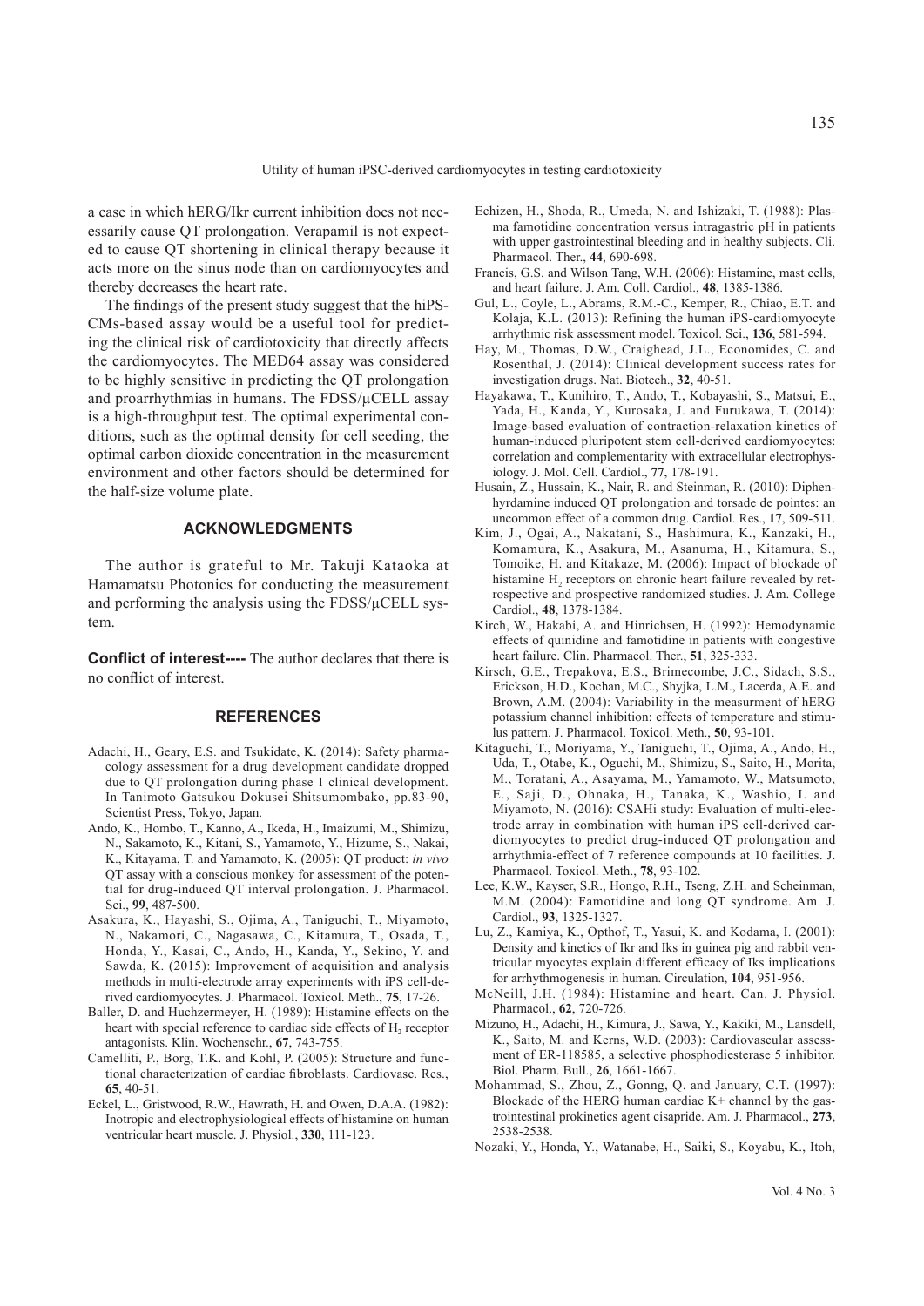a case in which hERG/Ikr current inhibition does not necessarily cause QT prolongation. Verapamil is not expected to cause QT shortening in clinical therapy because it acts more on the sinus node than on cardiomyocytes and thereby decreases the heart rate.

The findings of the present study suggest that the hiPS-CMs-based assay would be a useful tool for predicting the clinical risk of cardiotoxicity that directly affects the cardiomyocytes. The MED64 assay was considered to be highly sensitive in predicting the QT prolongation and proarrhythmias in humans. The FDSS/μCELL assay is a high-throughput test. The optimal experimental conditions, such as the optimal density for cell seeding, the optimal carbon dioxide concentration in the measurement environment and other factors should be determined for the half-size volume plate.

## ACKNOWLEDGMENTS

The author is grateful to Mr. Takuji Kataoka at Hamamatsu Photonics for conducting the measurement and performing the analysis using the FDSS/μCELL system.

**Conflict of interest----** The author declares that there is no conflict of interest.

## REFERENCES

Adachi, H., Geary, E.S. and Tsukidate, K. (2014): Safety pharmacology assessment for a drug development candidate dropped due to QT prolongation during phase 1 clinical development. In Tanimoto Gatsukou Dokusei Shitsumombako, pp.83-90, Scientist Press, Tokyo, Japan.

Ando, K., Hombo, T., Kanno, A., Ikeda, H., Imaizumi, M., Shimizu, N., Sakamoto, K., Kitani, S., Yamamoto, Y., Hizume, S., Nakai, K., Kitayama, T. and Yamamoto, K. (2005): QT product: *in vivo* QT assay with a conscious monkey for assessment of the potential for drug-induced QT interval prolongation. J. Pharmacol. Sci., **99**, 487-500.

Asakura, K., Hayashi, S., Ojima, A., Taniguchi, T., Miyamoto, N., Nakamori, C., Nagasawa, C., Kitamura, T., Osada, T., Honda, Y., Kasai, C., Ando, H., Kanda, Y., Sekino, Y. and Sawda, K. (2015): Improvement of acquisition and analysis methods in multi-electrode array experiments with iPS cell-derived cardiomyocytes. J. Pharmacol. Toxicol. Meth., **75**, 17-26.

Baller, D. and Huchzermeyer, H. (1989): Histamine effects on the heart with special reference to cardiac side effects of $H_2$ receptor antagonists. Klin. Wochenschr., **67**, 743-755.

Camelliti, P., Borg, T.K. and Kohl, P. (2005): Structure and functional characterization of cardiac fibroblasts. Cardiovasc. Res., **65**, 40-51.

Eckel, L., Gristwood, R.W., Hawrath, H. and Owen, D.A.A. (1982): Inotropic and electrophysiological effects of histamine on human ventricular heart muscle. J. Physiol., **330**, 111-123.

Echizen, H., Shoda, R., Umeda, N. and Ishizaki, T. (1988): Plasma famotidine concentration versus intragastric pH in patients with upper gastrointestinal bleeding and in healthy subjects. Cli. Pharmacol. Ther., **44**, 690-698.

Francis, G.S. and Wilson Tang, W.H. (2006): Histamine, mast cells, and heart failure. J. Am. Coll. Cardiol., **48**, 1385-1386.

Gul, L., Coyle, L., Abrams, R.M.-C., Kemper, R., Chiao, E.T. and Kolaja, K.L. (2013): Refining the human iPS-cardiomyocyte arrhythmic risk assessment model. Toxicol. Sci., **136**, 581-594.

Hay, M., Thomas, D.W., Craighead, J.L., Economides, C. and Rosenthal, J. (2014): Clinical development success rates for investigation drugs. Nat. Biotech., **32**, 40-51.

Hayakawa, T., Kunihiro, T., Ando, T., Kobayashi, S., Matsui, E., Yada, H., Kanda, Y., Kurosaka, J. and Furukawa, T. (2014): Image-based evaluation of contraction-relaxation kinetics of human-induced pluripotent stem cell-derived cardiomyocytes: correlation and complementarity with extracellular electrophysiology. J. Mol. Cell. Cardiol., **77**, 178-191.

Husain, Z., Hussain, K., Nair, R. and Steinman, R. (2010): Diphenhyrdamine induced QT prolongation and torsade de pointes: an uncommon effect of a common drug. Cardiol. Res., **17**, 509-511.

Kim, J., Ogai, A., Nakatani, S., Hashimura, K., Kanzaki, H., Komamura, K., Asakura, M., Asanuma, H., Kitamura, S., Tomoike, H. and Kitakaze, M. (2006): Impact of blockade of histamine $H_2$ receptors on chronic heart failure revealed by retrospective and prospective randomized studies. J. Am. College Cardiol., **48**, 1378-1384.

Kirch, W., Hakabi, A. and Hinrichsen, H. (1992): Hemodynamic effects of quinidine and famotidine in patients with congestive heart failure. Clin. Pharmacol. Ther., **51**, 325-333.

Kirsch, G.E., Trepakova, E.S., Brimecombe, J.C., Sidach, S.S., Erickson, H.D., Kochan, M.C., Shyjka, L.M., Lacerda, A.E. and Brown, A.M. (2004): Variability in the measurment of hERG potassium channel inhibition: effects of temperature and stimulus pattern. J. Pharmacol. Toxicol. Meth., **50**, 93-101.

Kitaguchi, T., Moriyama, Y., Taniguchi, T., Ojima, A., Ando, H., Uda, T., Otabe, K., Oguchi, M., Shimizu, S., Saito, H., Morita, M., Toratani, A., Asayama, M., Yamamoto, W., Matsumoto, E., Saji, D., Ohnaka, H., Tanaka, K., Washio, I. and Miyamoto, N. (2016): CSAHi study: Evaluation of multi-electrode array in combination with human iPS cell-derived cardiomyocytes to predict drug-induced QT prolongation and arrhythmia-effect of 7 reference compounds at 10 facilities. J. Pharmacol. Toxicol. Meth., **78**, 93-102.

Lee, K.W., Kayser, S.R., Hongo, R.H., Tseng, Z.H. and Scheinman, M.M. (2004): Famotidine and long QT syndrome. Am. J. Cardiol., **93**, 1325-1327.

Lu, Z., Kamiya, K., Opthof, T., Yasui, K. and Kodama, I. (2001): Density and kinetics of Ikr and Iks in guinea pig and rabbit ventricular myocytes explain different efficacy of Iks implications for arrhythmogenesis in human. Circulation, **104**, 951-956.

McNeill, J.H. (1984): Histamine and heart. Can. J. Physiol. Pharmacol., **62**, 720-726.

Mizuno, H., Adachi, H., Kimura, J., Sawa, Y., Kakiki, M., Lansdell, K., Saito, M. and Kerns, W.D. (2003): Cardiovascular assessment of ER-118585, a selective phosphodiesterase 5 inhibitor. Biol. Pharm. Bull., **26**, 1661-1667.

Mohammad, S., Zhou, Z., Gonng, Q. and January, C.T. (1997): Blockade of the HERG human cardiac K+ channel by the gastrointestinal prokinetics agent cisapride. Am. J. Pharmacol., **273**, 2538-2538.

Nozaki, Y., Honda, Y., Watanabe, H., Saiki, S., Koyabu, K., Itoh,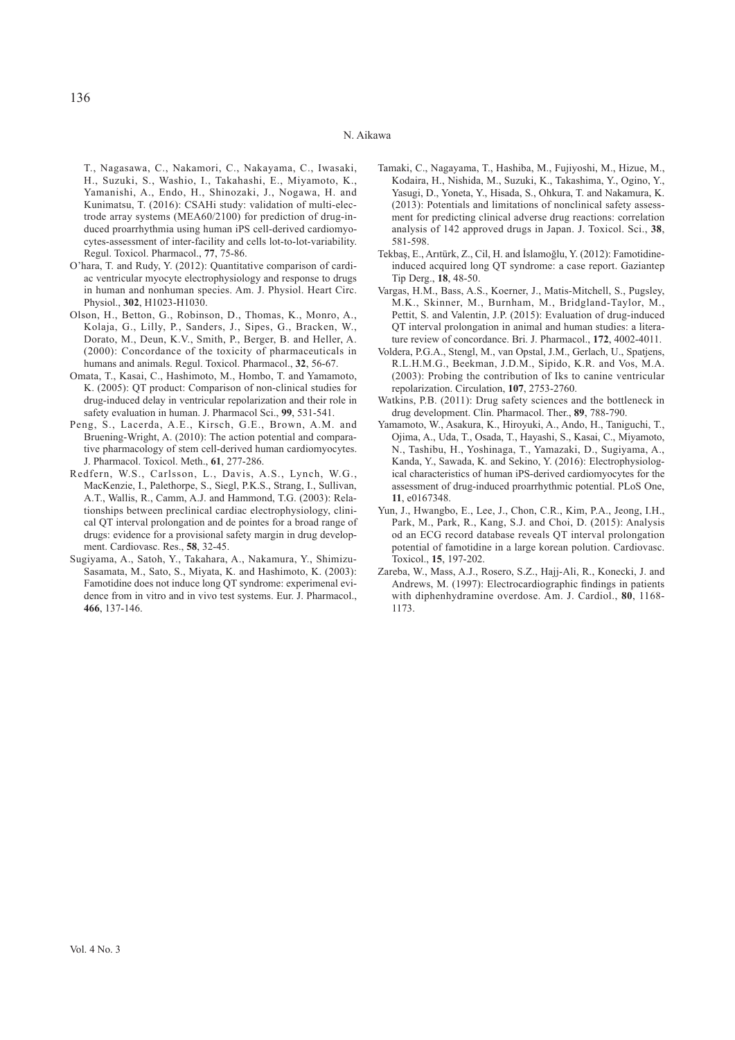T., Nagasawa, C., Nakamori, C., Nakayama, C., Iwasaki, H., Suzuki, S., Washio, I., Takahashi, E., Miyamoto, K., Yamanishi, A., Endo, H., Shinozaki, J., Nogawa, H. and Kunimatsu, T. (2016): CSAHi study: validation of multi-electrode array systems (MEA60/2100) for prediction of drug-induced proarrhythmia using human iPS cell-derived cardiomyocytes-assessment of inter-facility and cells lot-to-lot-variability. Regul. Toxicol. Pharmacol., **77**, 75-86.

O'hara, T. and Rudy, Y. (2012): Quantitative comparison of cardiac ventricular myocyte electrophysiology and response to drugs in human and nonhuman species. Am. J. Physiol. Heart Circ. Physiol., **302**, H1023-H1030.

Olson, H., Betton, G., Robinson, D., Thomas, K., Monro, A., Kolaja, G., Lilly, P., Sanders, J., Sipes, G., Bracken, W., Dorato, M., Deun, K.V., Smith, P., Berger, B. and Heller, A. (2000): Concordance of the toxicity of pharmaceuticals in humans and animals. Regul. Toxicol. Pharmacol., **32**, 56-67.

Omata, T., Kasai, C., Hashimoto, M., Hombo, T. and Yamamoto, K. (2005): QT product: Comparison of non-clinical studies for drug-induced delay in ventricular repolarization and their role in safety evaluation in human. J. Pharmacol Sci., **99**, 531-541.

Peng, S., Lacerda, A.E., Kirsch, G.E., Brown, A.M. and Bruening-Wright, A. (2010): The action potential and comparative pharmacology of stem cell-derived human cardiomyocytes. J. Pharmacol. Toxicol. Meth., **61**, 277-286.

Redfern, W.S., Carlsson, L., Davis, A.S., Lynch, W.G., MacKenzie, I., Palethorpe, S., Siegl, P.K.S., Strang, I., Sullivan, A.T., Wallis, R., Camm, A.J. and Hammond, T.G. (2003): Relationships between preclinical cardiac electrophysiology, clinical QT interval prolongation and de pointes for a broad range of drugs: evidence for a provisional safety margin in drug development. Cardiovasc. Res., **58**, 32-45.

Sugiyama, A., Satoh, Y., Takahara, A., Nakamura, Y., Shimizu-Sasamata, M., Sato, S., Miyata, K. and Hashimoto, K. (2003): Famotidine does not induce long QT syndrome: experimenal evidence from in vitro and in vivo test systems. Eur. J. Pharmacol., **466**, 137-146.

Tamaki, C., Nagayama, T., Hashiba, M., Fujiyoshi, M., Hizue, M., Kodaira, H., Nishida, M., Suzuki, K., Takashima, Y., Ogino, Y., Yasugi, D., Yoneta, Y., Hisada, S., Ohkura, T. and Nakamura, K. (2013): Potentials and limitations of nonclinical safety assessment for predicting clinical adverse drug reactions: correlation analysis of 142 approved drugs in Japan. J. Toxicol. Sci., **38**, 581-598.

Tekbaş, E., Arıtürk, Z., Cil, H. and İslamoğlu, Y. (2012): Famotidine-induced acquired long QT syndrome: a case report. Gaziantep Tip Derg., **18**, 48-50.

Vargas, H.M., Bass, A.S., Koerner, J., Matis-Mitchell, S., Pugsley, M.K., Skinner, M., Burnham, M., Bridgland-Taylor, M., Pettit, S. and Valentin, J.P. (2015): Evaluation of drug-induced QT interval prolongation in animal and human studies: a literature review of concordance. Bri. J. Pharmacol., **172**, 4002-4011.

Voldera, P.G.A., Stengl, M., van Opstal, J.M., Gerlach, U., Spatjens, R.L.H.M.G., Beekman, J.D.M., Sipido, K.R. and Vos, M.A. (2003): Probing the contribution of Iks to canine ventricular repolarization. Circulation, **107**, 2753-2760.

Watkins, P.B. (2011): Drug safety sciences and the bottleneck in drug development. Clin. Pharmacol. Ther., **89**, 788-790.

Yamamoto, W., Asakura, K., Hiroyuki, A., Ando, H., Taniguchi, T., Ojima, A., Uda, T., Osada, T., Hayashi, S., Kasai, C., Miyamoto, N., Tashibu, H., Yoshinaga, T., Yamazaki, D., Sugiyama, A., Kanda, Y., Sawada, K. and Sekino, Y. (2016): Electrophysiological characteristics of human iPS-derived cardiomyocytes for the assessment of drug-induced proarrhythmic potential. PLoS One, **11**, e0167348.

Yun, J., Hwangbo, E., Lee, J., Chon, C.R., Kim, P.A., Jeong, I.H., Park, M., Park, R., Kang, S.J. and Choi, D. (2015): Analysis od an ECG record database reveals QT interval prolongation potential of famotidine in a large korean polution. Cardiovasc. Toxicol., **15**, 197-202.

Zareba, W., Mass, A.J., Rosero, S.Z., Hajj-Ali, R., Konecki, J. and Andrews, M. (1997): Electrocardiographic findings in patients with diphenhydramine overdose. Am. J. Cardiol., **80**, 1168-1173.